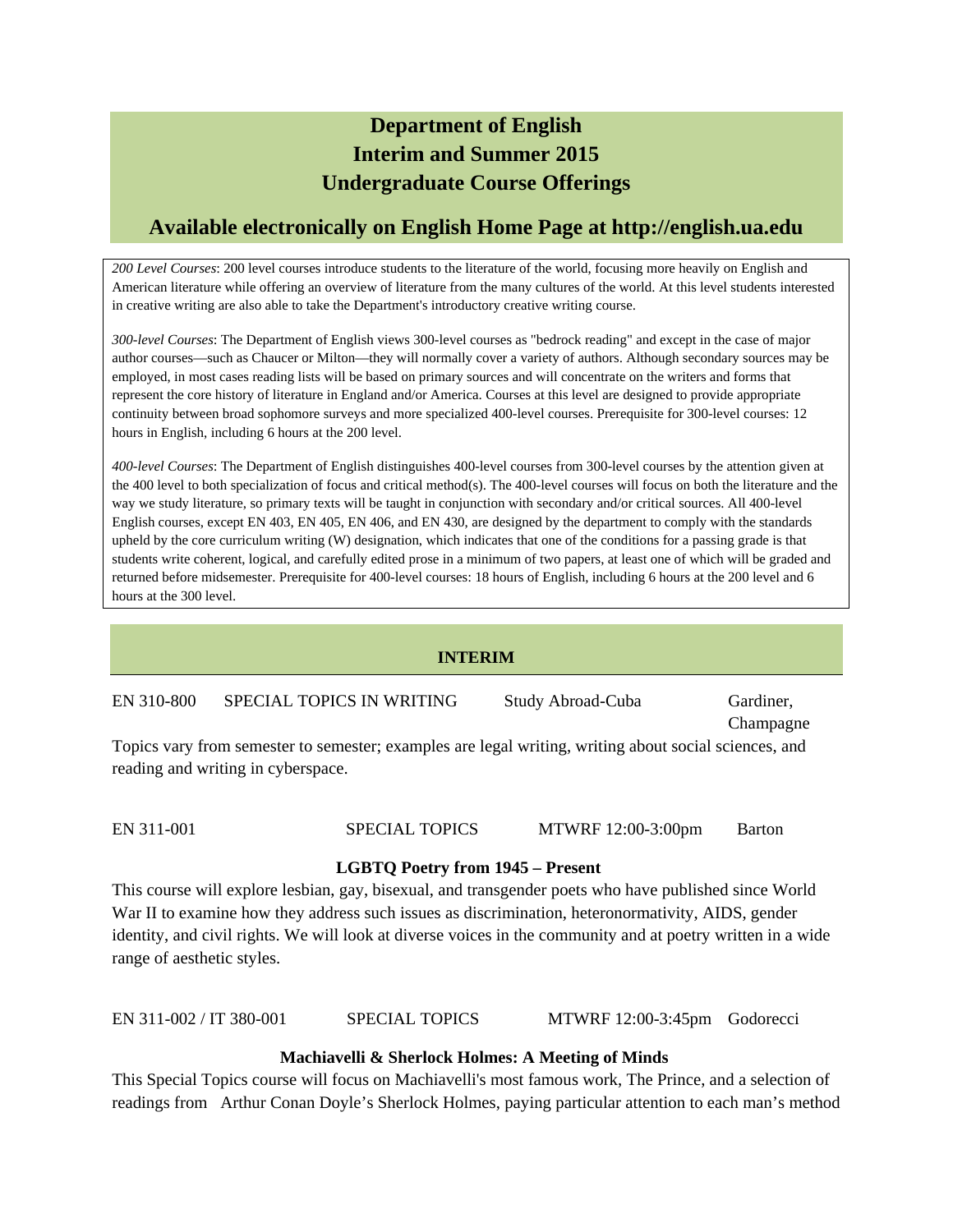# Department of English
# Interim and Summer 2015
# Undergraduate Course Offerings

## Available electronically on English Home Page at http://english.ua.edu

*200 Level Courses*: 200 level courses introduce students to the literature of the world, focusing more heavily on English and American literature while offering an overview of literature from the many cultures of the world. At this level students interested in creative writing are also able to take the Department's introductory creative writing course.

*300-level Courses*: The Department of English views 300-level courses as "bedrock reading" and except in the case of major author courses—such as Chaucer or Milton—they will normally cover a variety of authors. Although secondary sources may be employed, in most cases reading lists will be based on primary sources and will concentrate on the writers and forms that represent the core history of literature in England and/or America. Courses at this level are designed to provide appropriate continuity between broad sophomore surveys and more specialized 400-level courses. Prerequisite for 300-level courses: 12 hours in English, including 6 hours at the 200 level.

*400-level Courses*: The Department of English distinguishes 400-level courses from 300-level courses by the attention given at the 400 level to both specialization of focus and critical method(s). The 400-level courses will focus on both the literature and the way we study literature, so primary texts will be taught in conjunction with secondary and/or critical sources. All 400-level English courses, except EN 403, EN 405, EN 406, and EN 430, are designed by the department to comply with the standards upheld by the core curriculum writing (W) designation, which indicates that one of the conditions for a passing grade is that students write coherent, logical, and carefully edited prose in a minimum of two papers, at least one of which will be graded and returned before midsemester. Prerequisite for 400-level courses: 18 hours of English, including 6 hours at the 200 level and 6 hours at the 300 level.

### INTERIM

EN 310-800 SPECIAL TOPICS IN WRITING Study Abroad-Cuba Gardiner, Champagne

Topics vary from semester to semester; examples are legal writing, writing about social sciences, and reading and writing in cyberspace.

EN 311-001 SPECIAL TOPICS MTWRF 12:00-3:00pm Barton

**LGBTQ Poetry from 1945 – Present**

This course will explore lesbian, gay, bisexual, and transgender poets who have published since World War II to examine how they address such issues as discrimination, heteronormativity, AIDS, gender identity, and civil rights. We will look at diverse voices in the community and at poetry written in a wide range of aesthetic styles.

EN 311-002 / IT 380-001 SPECIAL TOPICS MTWRF 12:00-3:45pm Godorecci

**Machiavelli & Sherlock Holmes: A Meeting of Minds**

This Special Topics course will focus on Machiavelli's most famous work, The Prince, and a selection of readings from Arthur Conan Doyle's Sherlock Holmes, paying particular attention to each man's method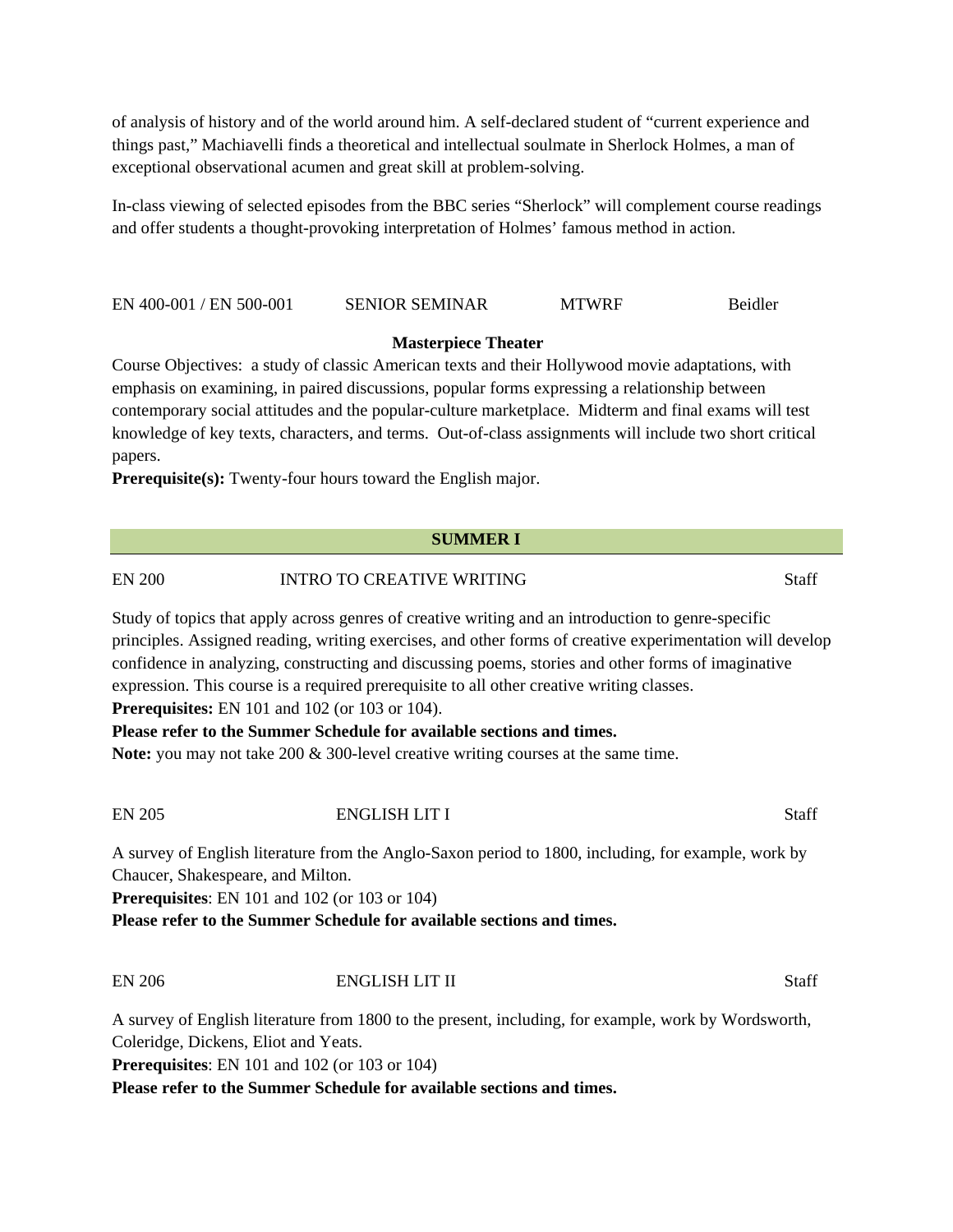of analysis of history and of the world around him. A self-declared student of "current experience and things past," Machiavelli finds a theoretical and intellectual soulmate in Sherlock Holmes, a man of exceptional observational acumen and great skill at problem-solving.

In-class viewing of selected episodes from the BBC series "Sherlock" will complement course readings and offer students a thought-provoking interpretation of Holmes' famous method in action.

EN 400-001 / EN 500-001 SENIOR SEMINAR MTWRF Beidler

**Masterpiece Theater**

Course Objectives: a study of classic American texts and their Hollywood movie adaptations, with emphasis on examining, in paired discussions, popular forms expressing a relationship between contemporary social attitudes and the popular-culture marketplace. Midterm and final exams will test knowledge of key texts, characters, and terms. Out-of-class assignments will include two short critical papers.
**Prerequisite(s):** Twenty-four hours toward the English major.

## SUMMER I

EN 200 INTRO TO CREATIVE WRITING Staff

Study of topics that apply across genres of creative writing and an introduction to genre-specific principles. Assigned reading, writing exercises, and other forms of creative experimentation will develop confidence in analyzing, constructing and discussing poems, stories and other forms of imaginative expression. This course is a required prerequisite to all other creative writing classes.
**Prerequisites:** EN 101 and 102 (or 103 or 104).
**Please refer to the Summer Schedule for available sections and times.**
**Note:** you may not take 200 & 300-level creative writing courses at the same time.

EN 205 ENGLISH LIT I Staff

A survey of English literature from the Anglo-Saxon period to 1800, including, for example, work by Chaucer, Shakespeare, and Milton.
**Prerequisites**: EN 101 and 102 (or 103 or 104)
**Please refer to the Summer Schedule for available sections and times.**

EN 206 ENGLISH LIT II Staff

A survey of English literature from 1800 to the present, including, for example, work by Wordsworth, Coleridge, Dickens, Eliot and Yeats.
**Prerequisites**: EN 101 and 102 (or 103 or 104)
**Please refer to the Summer Schedule for available sections and times.**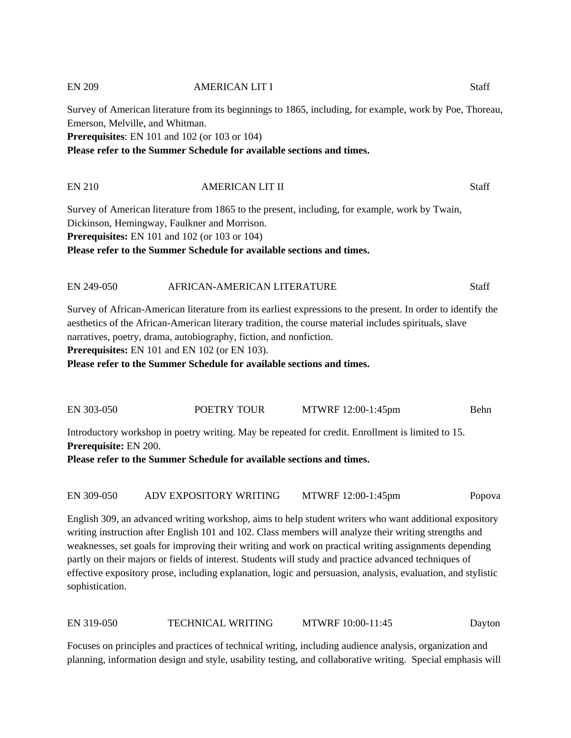EN 209 AMERICAN LIT I Staff

Survey of American literature from its beginnings to 1865, including, for example, work by Poe, Thoreau, Emerson, Melville, and Whitman.
**Prerequisites**: EN 101 and 102 (or 103 or 104)
**Please refer to the Summer Schedule for available sections and times.**

EN 210 AMERICAN LIT II Staff

Survey of American literature from 1865 to the present, including, for example, work by Twain, Dickinson, Hemingway, Faulkner and Morrison.
**Prerequisites:** EN 101 and 102 (or 103 or 104)
**Please refer to the Summer Schedule for available sections and times.**

EN 249-050 AFRICAN-AMERICAN LITERATURE Staff

Survey of African-American literature from its earliest expressions to the present. In order to identify the aesthetics of the African-American literary tradition, the course material includes spirituals, slave narratives, poetry, drama, autobiography, fiction, and nonfiction.
**Prerequisites:** EN 101 and EN 102 (or EN 103).
**Please refer to the Summer Schedule for available sections and times.**

EN 303-050 POETRY TOUR MTWRF 12:00-1:45pm Behn

Introductory workshop in poetry writing. May be repeated for credit. Enrollment is limited to 15.
**Prerequisite:** EN 200.
**Please refer to the Summer Schedule for available sections and times.**

EN 309-050 ADV EXPOSITORY WRITING MTWRF 12:00-1:45pm Popova

English 309, an advanced writing workshop, aims to help student writers who want additional expository writing instruction after English 101 and 102. Class members will analyze their writing strengths and weaknesses, set goals for improving their writing and work on practical writing assignments depending partly on their majors or fields of interest. Students will study and practice advanced techniques of effective expository prose, including explanation, logic and persuasion, analysis, evaluation, and stylistic sophistication.

EN 319-050 TECHNICAL WRITING MTWRF 10:00-11:45 Dayton

Focuses on principles and practices of technical writing, including audience analysis, organization and planning, information design and style, usability testing, and collaborative writing. Special emphasis will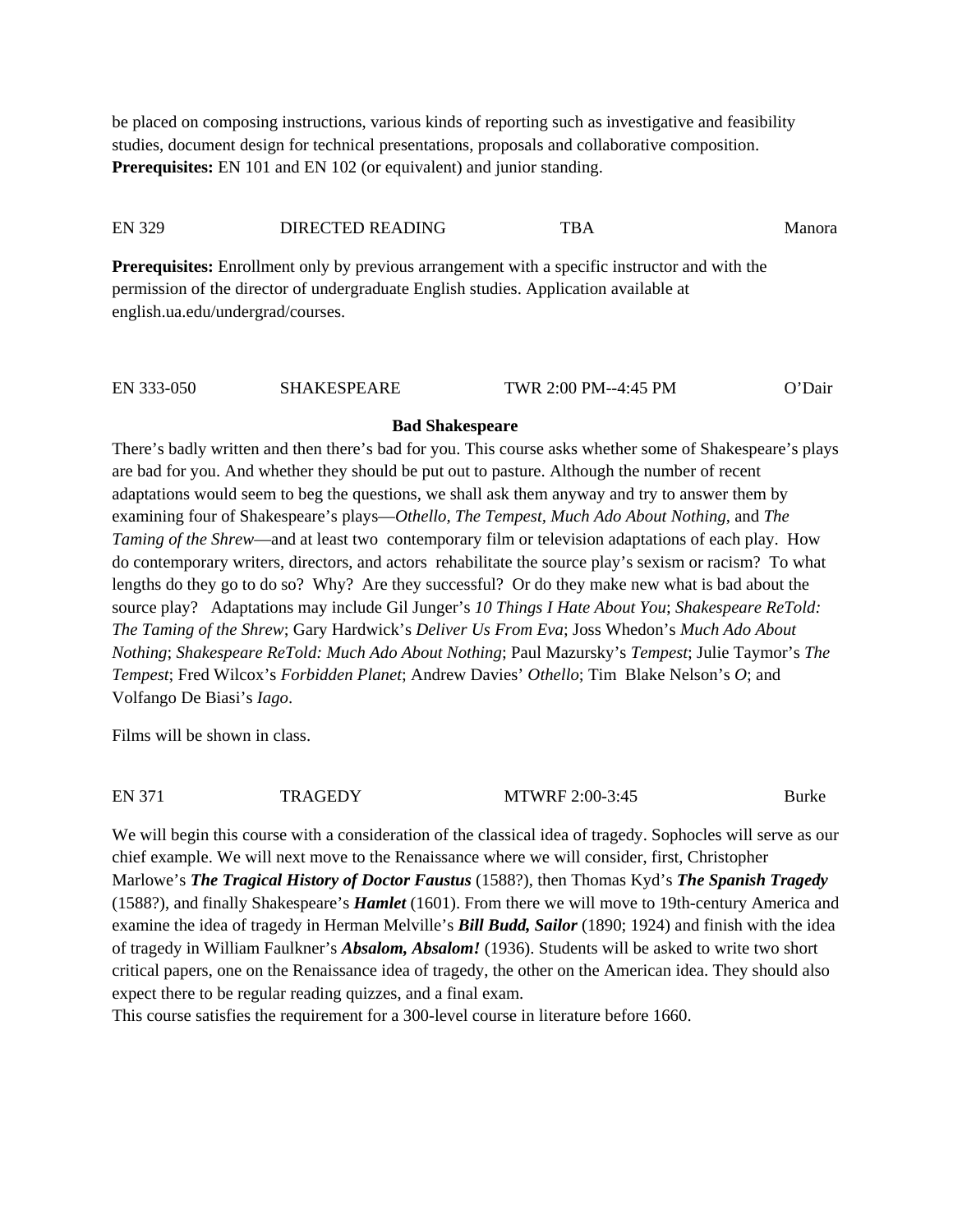be placed on composing instructions, various kinds of reporting such as investigative and feasibility studies, document design for technical presentations, proposals and collaborative composition.
**Prerequisites:** EN 101 and EN 102 (or equivalent) and junior standing.

EN 329 DIRECTED READING TBA Manora

**Prerequisites:** Enrollment only by previous arrangement with a specific instructor and with the permission of the director of undergraduate English studies. Application available at english.ua.edu/undergrad/courses.

EN 333-050 SHAKESPEARE TWR 2:00 PM--4:45 PM O'Dair

**Bad Shakespeare**

There's badly written and then there's bad for you. This course asks whether some of Shakespeare's plays are bad for you. And whether they should be put out to pasture. Although the number of recent adaptations would seem to beg the questions, we shall ask them anyway and try to answer them by examining four of Shakespeare's plays—*Othello, The Tempest, Much Ado About Nothing*, and *The Taming of the Shrew*—and at least two contemporary film or television adaptations of each play. How do contemporary writers, directors, and actors rehabilitate the source play's sexism or racism? To what lengths do they go to do so? Why? Are they successful? Or do they make new what is bad about the source play? Adaptations may include Gil Junger's *10 Things I Hate About You*; *Shakespeare ReTold: The Taming of the Shrew*; Gary Hardwick's *Deliver Us From Eva*; Joss Whedon's *Much Ado About Nothing*; *Shakespeare ReTold: Much Ado About Nothing*; Paul Mazursky's *Tempest*; Julie Taymor's *The Tempest*; Fred Wilcox's *Forbidden Planet*; Andrew Davies' *Othello*; Tim Blake Nelson's *O*; and Volfango De Biasi's *Iago*.

Films will be shown in class.

EN 371 TRAGEDY MTWRF 2:00-3:45 Burke

We will begin this course with a consideration of the classical idea of tragedy. Sophocles will serve as our chief example. We will next move to the Renaissance where we will consider, first, Christopher Marlowe's ***The Tragical History of Doctor Faustus*** (1588?), then Thomas Kyd's ***The Spanish Tragedy*** (1588?), and finally Shakespeare's ***Hamlet*** (1601). From there we will move to 19th-century America and examine the idea of tragedy in Herman Melville's ***Bill Budd, Sailor*** (1890; 1924) and finish with the idea of tragedy in William Faulkner's ***Absalom, Absalom!*** (1936). Students will be asked to write two short critical papers, one on the Renaissance idea of tragedy, the other on the American idea. They should also expect there to be regular reading quizzes, and a final exam.
This course satisfies the requirement for a 300-level course in literature before 1660.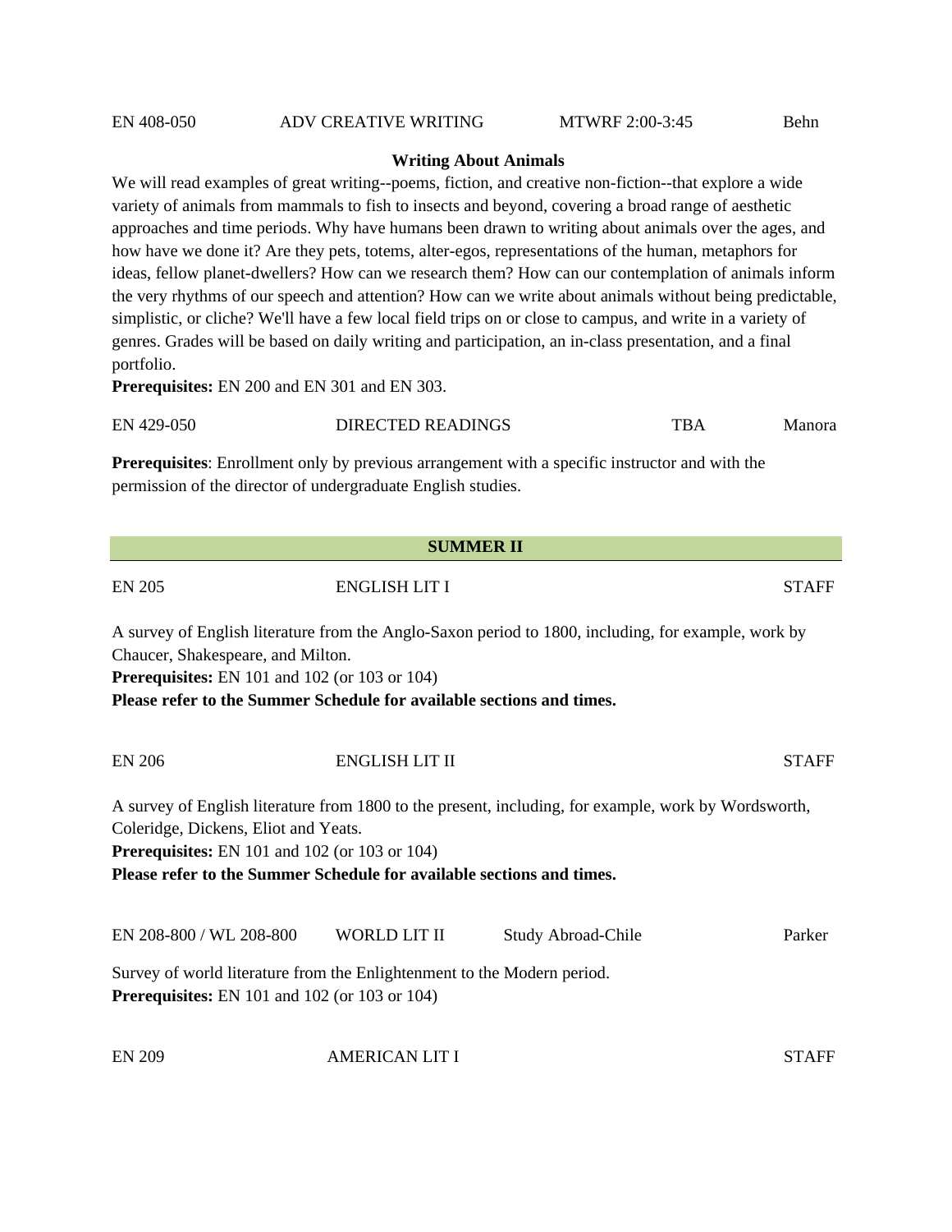EN 408-050 ADV CREATIVE WRITING MTWRF 2:00-3:45 Behn

**Writing About Animals**

We will read examples of great writing--poems, fiction, and creative non-fiction--that explore a wide variety of animals from mammals to fish to insects and beyond, covering a broad range of aesthetic approaches and time periods. Why have humans been drawn to writing about animals over the ages, and how have we done it? Are they pets, totems, alter-egos, representations of the human, metaphors for ideas, fellow planet-dwellers? How can we research them? How can our contemplation of animals inform the very rhythms of our speech and attention? How can we write about animals without being predictable, simplistic, or cliche? We'll have a few local field trips on or close to campus, and write in a variety of genres. Grades will be based on daily writing and participation, an in-class presentation, and a final portfolio.

**Prerequisites:** EN 200 and EN 301 and EN 303.

EN 429-050 DIRECTED READINGS TBA Manora

**Prerequisites**: Enrollment only by previous arrangement with a specific instructor and with the permission of the director of undergraduate English studies.

## SUMMER II

EN 205 ENGLISH LIT I STAFF

A survey of English literature from the Anglo-Saxon period to 1800, including, for example, work by Chaucer, Shakespeare, and Milton.

**Prerequisites:** EN 101 and 102 (or 103 or 104)

**Please refer to the Summer Schedule for available sections and times.**

EN 206 ENGLISH LIT II STAFF

A survey of English literature from 1800 to the present, including, for example, work by Wordsworth, Coleridge, Dickens, Eliot and Yeats.

**Prerequisites:** EN 101 and 102 (or 103 or 104)

**Please refer to the Summer Schedule for available sections and times.**

EN 208-800 / WL 208-800 WORLD LIT II Study Abroad-Chile Parker

Survey of world literature from the Enlightenment to the Modern period.

**Prerequisites:** EN 101 and 102 (or 103 or 104)

EN 209 AMERICAN LIT I STAFF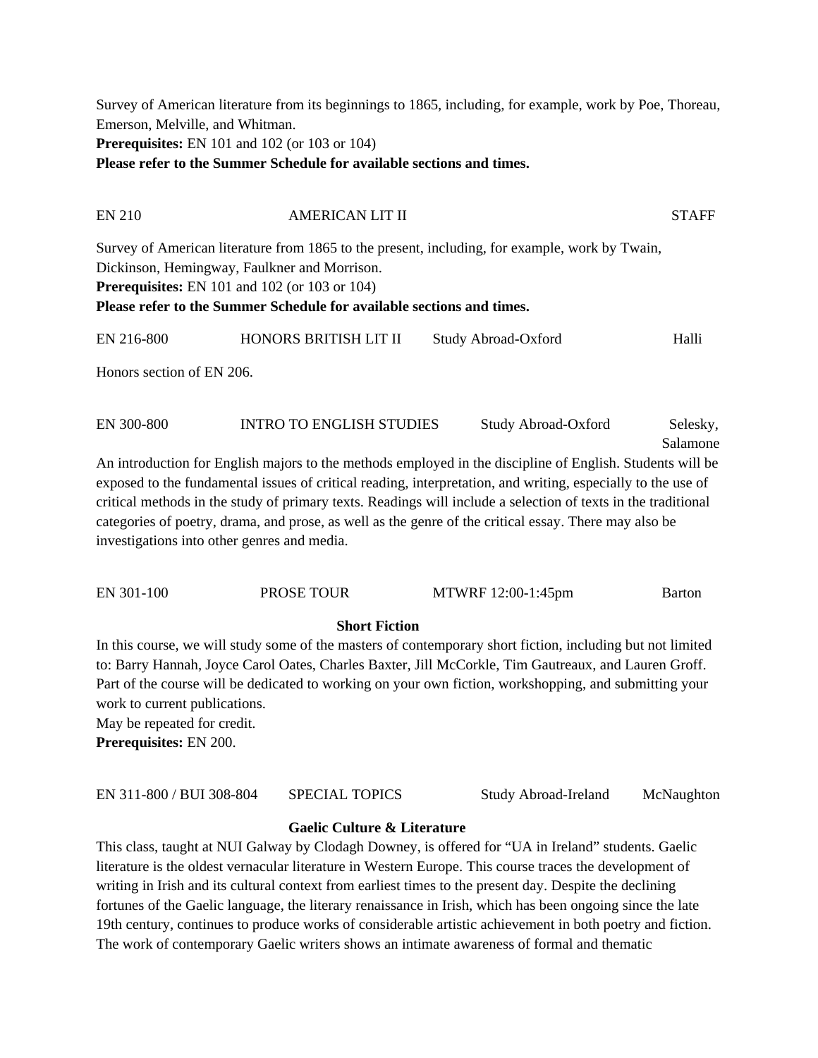Survey of American literature from its beginnings to 1865, including, for example, work by Poe, Thoreau, Emerson, Melville, and Whitman.
**Prerequisites:** EN 101 and 102 (or 103 or 104)
**Please refer to the Summer Schedule for available sections and times.**

EN 210 AMERICAN LIT II STAFF

Survey of American literature from 1865 to the present, including, for example, work by Twain, Dickinson, Hemingway, Faulkner and Morrison.
**Prerequisites:** EN 101 and 102 (or 103 or 104)
**Please refer to the Summer Schedule for available sections and times.**

EN 216-800 HONORS BRITISH LIT II Study Abroad-Oxford Halli

Honors section of EN 206.

EN 300-800 INTRO TO ENGLISH STUDIES Study Abroad-Oxford Selesky, Salamone

An introduction for English majors to the methods employed in the discipline of English. Students will be exposed to the fundamental issues of critical reading, interpretation, and writing, especially to the use of critical methods in the study of primary texts. Readings will include a selection of texts in the traditional categories of poetry, drama, and prose, as well as the genre of the critical essay. There may also be investigations into other genres and media.

EN 301-100 PROSE TOUR MTWRF 12:00-1:45pm Barton

**Short Fiction**

In this course, we will study some of the masters of contemporary short fiction, including but not limited to: Barry Hannah, Joyce Carol Oates, Charles Baxter, Jill McCorkle, Tim Gautreaux, and Lauren Groff. Part of the course will be dedicated to working on your own fiction, workshopping, and submitting your work to current publications.
May be repeated for credit.
**Prerequisites:** EN 200.

EN 311-800 / BUI 308-804 SPECIAL TOPICS Study Abroad-Ireland McNaughton

**Gaelic Culture & Literature**

This class, taught at NUI Galway by Clodagh Downey, is offered for "UA in Ireland" students. Gaelic literature is the oldest vernacular literature in Western Europe. This course traces the development of writing in Irish and its cultural context from earliest times to the present day. Despite the declining fortunes of the Gaelic language, the literary renaissance in Irish, which has been ongoing since the late 19th century, continues to produce works of considerable artistic achievement in both poetry and fiction. The work of contemporary Gaelic writers shows an intimate awareness of formal and thematic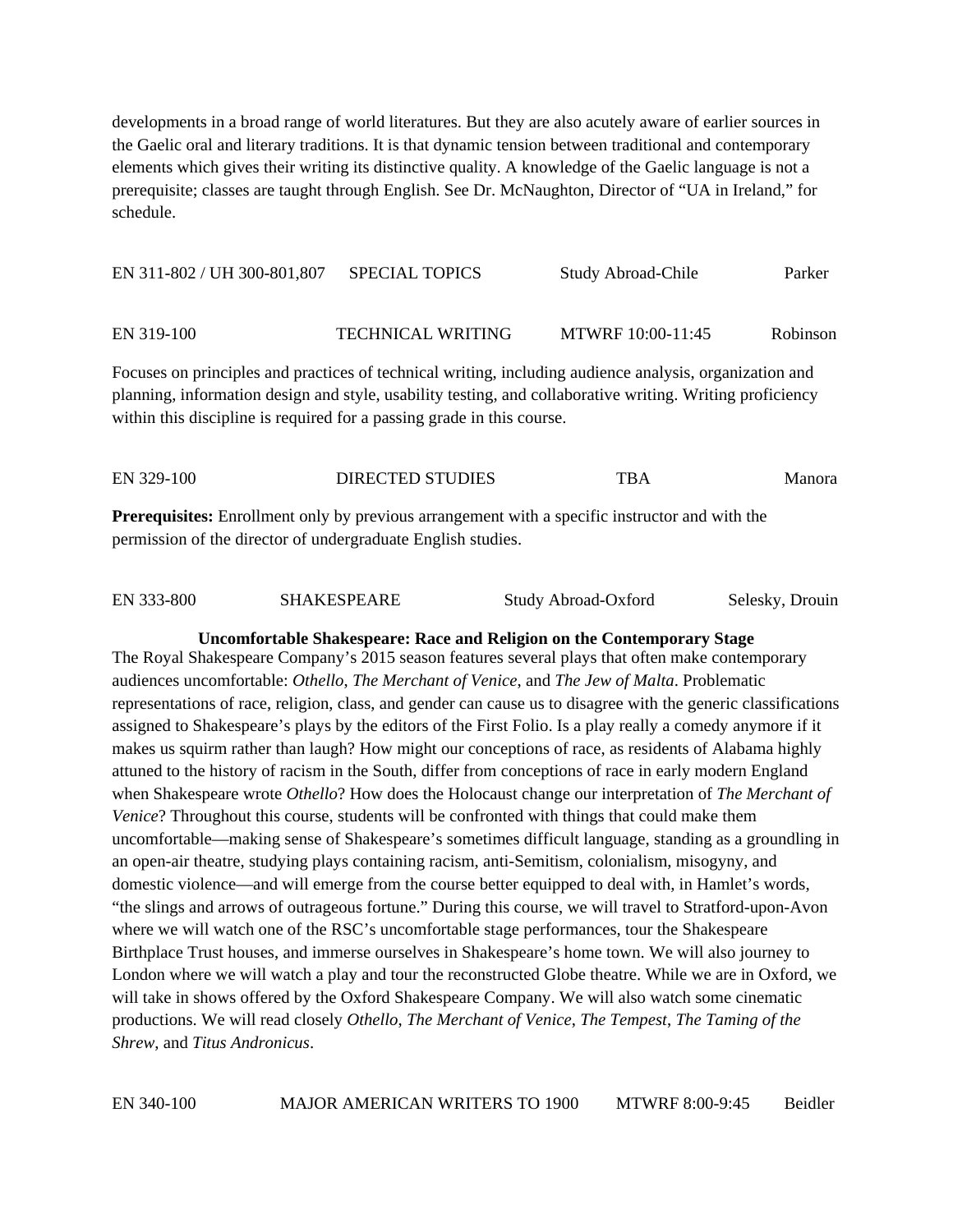developments in a broad range of world literatures. But they are also acutely aware of earlier sources in the Gaelic oral and literary traditions. It is that dynamic tension between traditional and contemporary elements which gives their writing its distinctive quality. A knowledge of the Gaelic language is not a prerequisite; classes are taught through English. See Dr. McNaughton, Director of "UA in Ireland," for schedule.

EN 311-802 / UH 300-801,807 SPECIAL TOPICS Study Abroad-Chile Parker

EN 319-100 TECHNICAL WRITING MTWRF 10:00-11:45 Robinson

Focuses on principles and practices of technical writing, including audience analysis, organization and planning, information design and style, usability testing, and collaborative writing. Writing proficiency within this discipline is required for a passing grade in this course.

EN 329-100 DIRECTED STUDIES TBA Manora

**Prerequisites:** Enrollment only by previous arrangement with a specific instructor and with the permission of the director of undergraduate English studies.

EN 333-800 SHAKESPEARE Study Abroad-Oxford Selesky, Drouin

**Uncomfortable Shakespeare: Race and Religion on the Contemporary Stage**

The Royal Shakespeare Company's 2015 season features several plays that often make contemporary audiences uncomfortable: *Othello*, *The Merchant of Venice*, and *The Jew of Malta*. Problematic representations of race, religion, class, and gender can cause us to disagree with the generic classifications assigned to Shakespeare's plays by the editors of the First Folio. Is a play really a comedy anymore if it makes us squirm rather than laugh? How might our conceptions of race, as residents of Alabama highly attuned to the history of racism in the South, differ from conceptions of race in early modern England when Shakespeare wrote *Othello*? How does the Holocaust change our interpretation of *The Merchant of Venice*? Throughout this course, students will be confronted with things that could make them uncomfortable—making sense of Shakespeare's sometimes difficult language, standing as a groundling in an open-air theatre, studying plays containing racism, anti-Semitism, colonialism, misogyny, and domestic violence—and will emerge from the course better equipped to deal with, in Hamlet's words, "the slings and arrows of outrageous fortune." During this course, we will travel to Stratford-upon-Avon where we will watch one of the RSC's uncomfortable stage performances, tour the Shakespeare Birthplace Trust houses, and immerse ourselves in Shakespeare's home town. We will also journey to London where we will watch a play and tour the reconstructed Globe theatre. While we are in Oxford, we will take in shows offered by the Oxford Shakespeare Company. We will also watch some cinematic productions. We will read closely *Othello*, *The Merchant of Venice*, *The Tempest*, *The Taming of the Shrew*, and *Titus Andronicus*.

EN 340-100 MAJOR AMERICAN WRITERS TO 1900 MTWRF 8:00-9:45 Beidler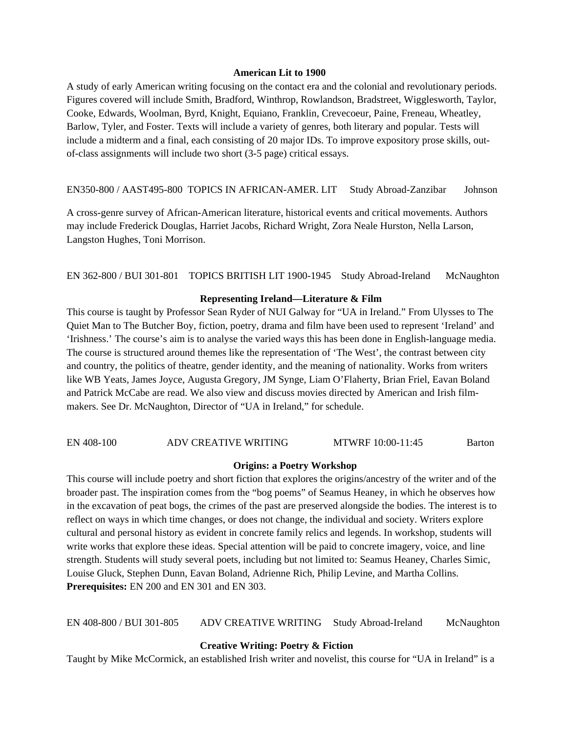**American Lit to 1900**

A study of early American writing focusing on the contact era and the colonial and revolutionary periods. Figures covered will include Smith, Bradford, Winthrop, Rowlandson, Bradstreet, Wigglesworth, Taylor, Cooke, Edwards, Woolman, Byrd, Knight, Equiano, Franklin, Crevecoeur, Paine, Freneau, Wheatley, Barlow, Tyler, and Foster. Texts will include a variety of genres, both literary and popular. Tests will include a midterm and a final, each consisting of 20 major IDs. To improve expository prose skills, out-of-class assignments will include two short (3-5 page) critical essays.

EN350-800 / AAST495-800 TOPICS IN AFRICAN-AMER. LIT Study Abroad-Zanzibar Johnson

A cross-genre survey of African-American literature, historical events and critical movements. Authors may include Frederick Douglas, Harriet Jacobs, Richard Wright, Zora Neale Hurston, Nella Larson, Langston Hughes, Toni Morrison.

EN 362-800 / BUI 301-801 TOPICS BRITISH LIT 1900-1945 Study Abroad-Ireland McNaughton

**Representing Ireland—Literature & Film**

This course is taught by Professor Sean Ryder of NUI Galway for "UA in Ireland." From Ulysses to The Quiet Man to The Butcher Boy, fiction, poetry, drama and film have been used to represent 'Ireland' and 'Irishness.' The course's aim is to analyse the varied ways this has been done in English-language media. The course is structured around themes like the representation of 'The West', the contrast between city and country, the politics of theatre, gender identity, and the meaning of nationality. Works from writers like WB Yeats, James Joyce, Augusta Gregory, JM Synge, Liam O'Flaherty, Brian Friel, Eavan Boland and Patrick McCabe are read. We also view and discuss movies directed by American and Irish film-makers. See Dr. McNaughton, Director of "UA in Ireland," for schedule.

EN 408-100 ADV CREATIVE WRITING MTWRF 10:00-11:45 Barton

**Origins: a Poetry Workshop**

This course will include poetry and short fiction that explores the origins/ancestry of the writer and of the broader past. The inspiration comes from the "bog poems" of Seamus Heaney, in which he observes how in the excavation of peat bogs, the crimes of the past are preserved alongside the bodies. The interest is to reflect on ways in which time changes, or does not change, the individual and society. Writers explore cultural and personal history as evident in concrete family relics and legends. In workshop, students will write works that explore these ideas. Special attention will be paid to concrete imagery, voice, and line strength. Students will study several poets, including but not limited to: Seamus Heaney, Charles Simic, Louise Gluck, Stephen Dunn, Eavan Boland, Adrienne Rich, Philip Levine, and Martha Collins.
**Prerequisites:** EN 200 and EN 301 and EN 303.

EN 408-800 / BUI 301-805 ADV CREATIVE WRITING Study Abroad-Ireland McNaughton

**Creative Writing: Poetry & Fiction**

Taught by Mike McCormick, an established Irish writer and novelist, this course for "UA in Ireland" is a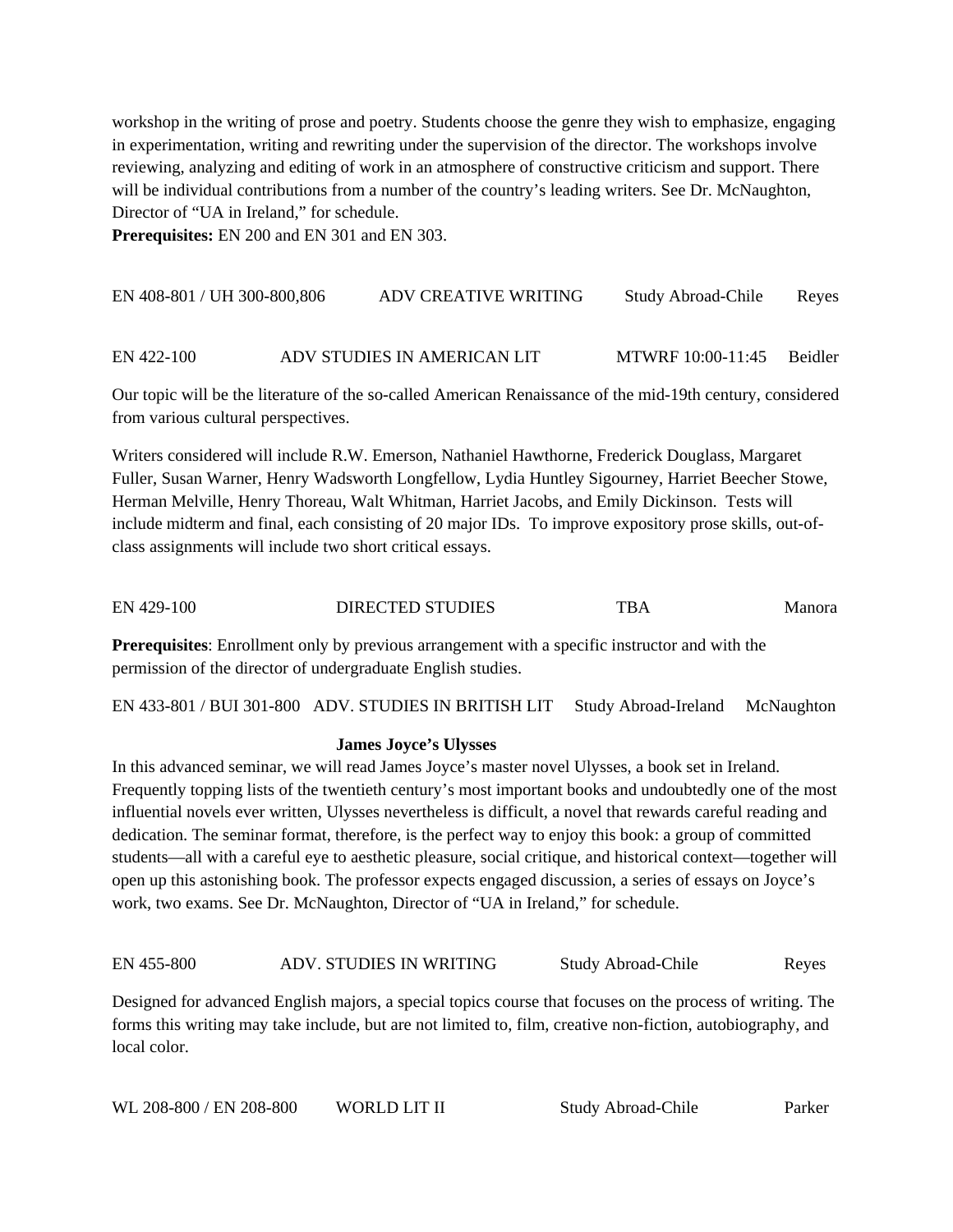workshop in the writing of prose and poetry. Students choose the genre they wish to emphasize, engaging in experimentation, writing and rewriting under the supervision of the director. The workshops involve reviewing, analyzing and editing of work in an atmosphere of constructive criticism and support. There will be individual contributions from a number of the country's leading writers. See Dr. McNaughton, Director of "UA in Ireland," for schedule.

**Prerequisites:** EN 200 and EN 301 and EN 303.

EN 408-801 / UH 300-800,806 ADV CREATIVE WRITING Study Abroad-Chile Reyes

EN 422-100 ADV STUDIES IN AMERICAN LIT MTWRF 10:00-11:45 Beidler

Our topic will be the literature of the so-called American Renaissance of the mid-19th century, considered from various cultural perspectives.

Writers considered will include R.W. Emerson, Nathaniel Hawthorne, Frederick Douglass, Margaret Fuller, Susan Warner, Henry Wadsworth Longfellow, Lydia Huntley Sigourney, Harriet Beecher Stowe, Herman Melville, Henry Thoreau, Walt Whitman, Harriet Jacobs, and Emily Dickinson. Tests will include midterm and final, each consisting of 20 major IDs. To improve expository prose skills, out-of-class assignments will include two short critical essays.

EN 429-100 DIRECTED STUDIES TBA Manora

**Prerequisites**: Enrollment only by previous arrangement with a specific instructor and with the permission of the director of undergraduate English studies.

EN 433-801 / BUI 301-800 ADV. STUDIES IN BRITISH LIT Study Abroad-Ireland McNaughton

**James Joyce's Ulysses**

In this advanced seminar, we will read James Joyce's master novel Ulysses, a book set in Ireland. Frequently topping lists of the twentieth century's most important books and undoubtedly one of the most influential novels ever written, Ulysses nevertheless is difficult, a novel that rewards careful reading and dedication. The seminar format, therefore, is the perfect way to enjoy this book: a group of committed students—all with a careful eye to aesthetic pleasure, social critique, and historical context—together will open up this astonishing book. The professor expects engaged discussion, a series of essays on Joyce's work, two exams. See Dr. McNaughton, Director of "UA in Ireland," for schedule.

EN 455-800 ADV. STUDIES IN WRITING Study Abroad-Chile Reyes

Designed for advanced English majors, a special topics course that focuses on the process of writing. The forms this writing may take include, but are not limited to, film, creative non-fiction, autobiography, and local color.

WL 208-800 / EN 208-800 WORLD LIT II Study Abroad-Chile Parker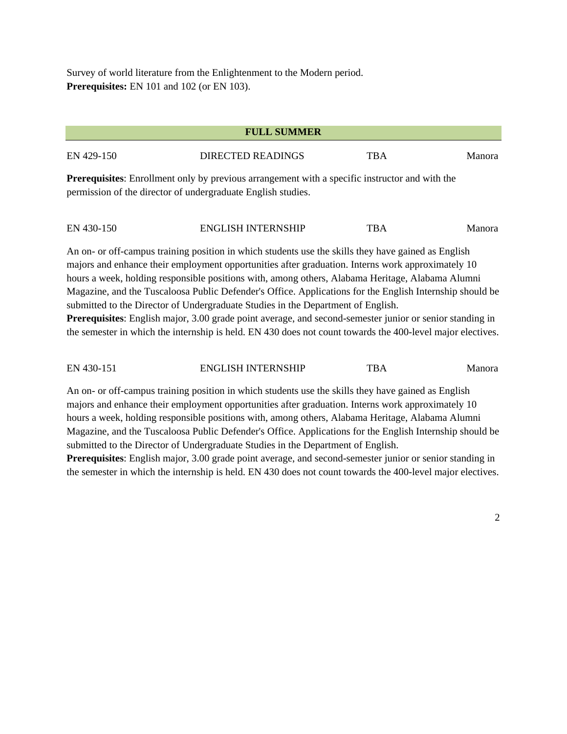Survey of world literature from the Enlightenment to the Modern period.
**Prerequisites:** EN 101 and 102 (or EN 103).

## FULL SUMMER

| | | | |
|---|---|---|---|
| EN 429-150 | DIRECTED READINGS | TBA | Manora |

**Prerequisites**: Enrollment only by previous arrangement with a specific instructor and with the permission of the director of undergraduate English studies.

| | | | |
|---|---|---|---|
| EN 430-150 | ENGLISH INTERNSHIP | TBA | Manora |

An on- or off-campus training position in which students use the skills they have gained as English majors and enhance their employment opportunities after graduation. Interns work approximately 10 hours a week, holding responsible positions with, among others, Alabama Heritage, Alabama Alumni Magazine, and the Tuscaloosa Public Defender's Office. Applications for the English Internship should be submitted to the Director of Undergraduate Studies in the Department of English.
**Prerequisites**: English major, 3.00 grade point average, and second-semester junior or senior standing in the semester in which the internship is held. EN 430 does not count towards the 400-level major electives.

| | | | |
|---|---|---|---|
| EN 430-151 | ENGLISH INTERNSHIP | TBA | Manora |

An on- or off-campus training position in which students use the skills they have gained as English majors and enhance their employment opportunities after graduation. Interns work approximately 10 hours a week, holding responsible positions with, among others, Alabama Heritage, Alabama Alumni Magazine, and the Tuscaloosa Public Defender's Office. Applications for the English Internship should be submitted to the Director of Undergraduate Studies in the Department of English.
**Prerequisites**: English major, 3.00 grade point average, and second-semester junior or senior standing in the semester in which the internship is held. EN 430 does not count towards the 400-level major electives.